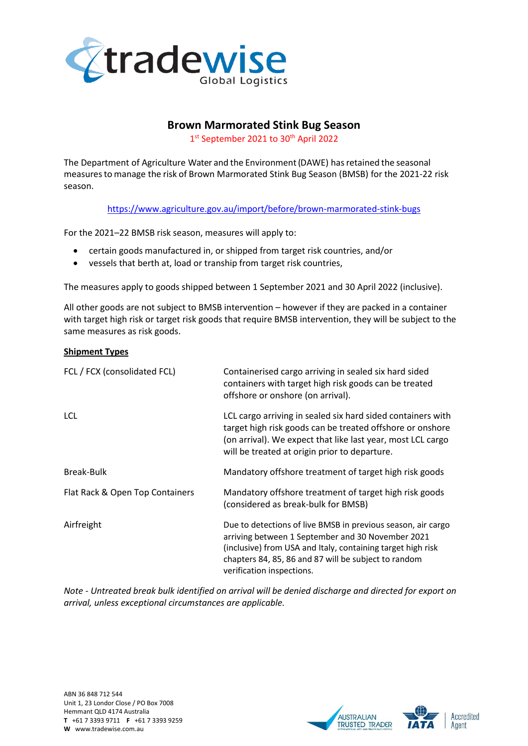# Brown Marmorated Stink Bug Season

1st September 2021 to 30th April 2022

The Department of Agriculture Water and the Environment (DAWE) has retained the seasonal measures to manage the risk of Brown Marmorated Stink Bug Season (BMSB) for the 2021-22 risk season.

https://www.agriculture.gov.au/import/before/brown-marmorated-stink-bugs

For the 2021–22 BMSB risk season, measures will apply to:

- certain goods manufactured in, or shipped from target risk countries, and/or
- vessels that berth at, load or tranship from target risk countries,

The measures apply to goods shipped between 1 September 2021 and 30 April 2022 (inclusive).

All other goods are not subject to BMSB intervention – however if they are packed in a container with target high risk or target risk goods that require BMSB intervention, they will be subject to the same measures as risk goods.

**Shipment Types**

| | |
|---|---|
| FCL / FCX (consolidated FCL) | Containerised cargo arriving in sealed six hard sided containers with target high risk goods can be treated offshore or onshore (on arrival). |
| LCL | LCL cargo arriving in sealed six hard sided containers with target high risk goods can be treated offshore or onshore (on arrival). We expect that like last year, most LCL cargo will be treated at origin prior to departure. |
| Break-Bulk | Mandatory offshore treatment of target high risk goods |
| Flat Rack & Open Top Containers | Mandatory offshore treatment of target high risk goods (considered as break-bulk for BMSB) |
| Airfreight | Due to detections of live BMSB in previous season, air cargo arriving between 1 September and 30 November 2021 (inclusive) from USA and Italy, containing target high risk chapters 84, 85, 86 and 87 will be subject to random verification inspections. |

*Note - Untreated break bulk identified on arrival will be denied discharge and directed for export on arrival, unless exceptional circumstances are applicable.*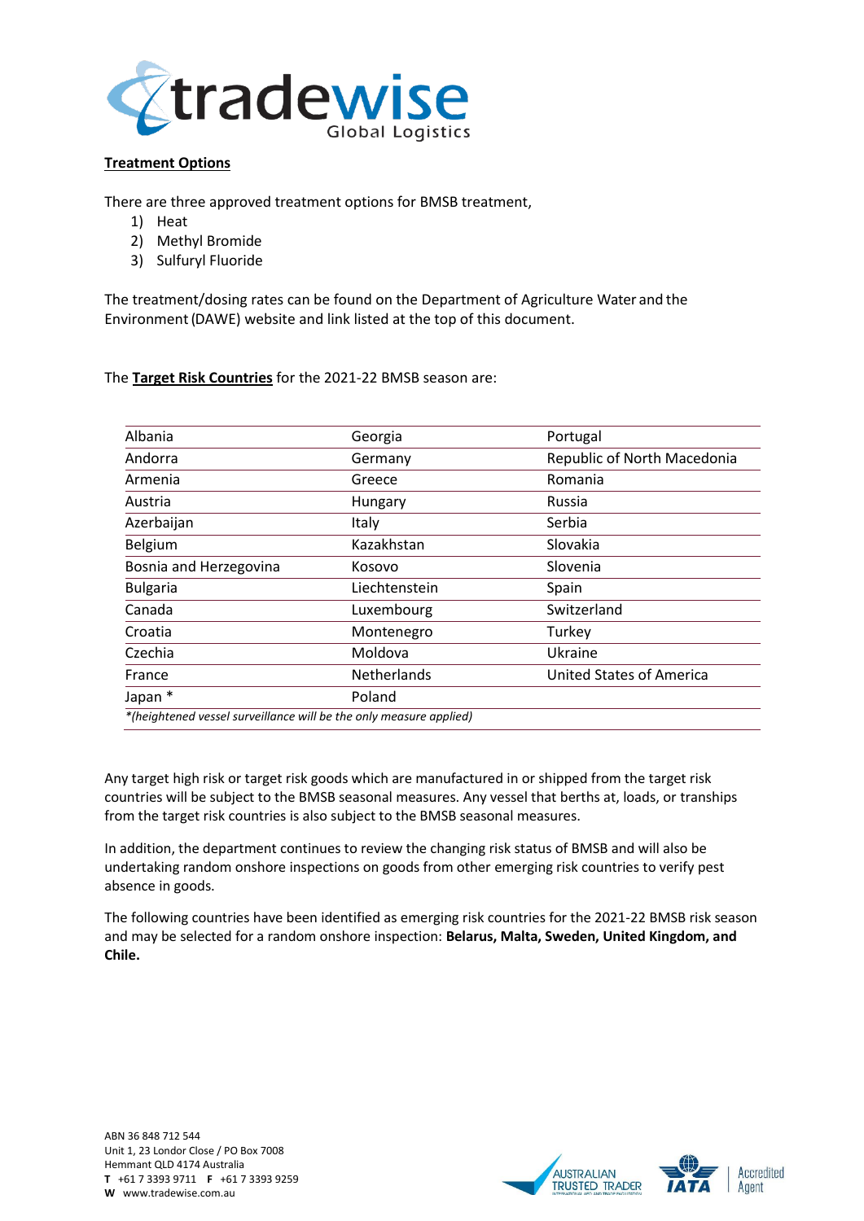**Treatment Options**

There are three approved treatment options for BMSB treatment,

1) Heat
2) Methyl Bromide
3) Sulfuryl Fluoride

The treatment/dosing rates can be found on the Department of Agriculture Water and the Environment (DAWE) website and link listed at the top of this document.

The **Target Risk Countries** for the 2021-22 BMSB season are:

| | | |
|---|---|---|
| Albania | Georgia | Portugal |
| Andorra | Germany | Republic of North Macedonia |
| Armenia | Greece | Romania |
| Austria | Hungary | Russia |
| Azerbaijan | Italy | Serbia |
| Belgium | Kazakhstan | Slovakia |
| Bosnia and Herzegovina | Kosovo | Slovenia |
| Bulgaria | Liechtenstein | Spain |
| Canada | Luxembourg | Switzerland |
| Croatia | Montenegro | Turkey |
| Czechia | Moldova | Ukraine |
| France | Netherlands | United States of America |
| Japan * | Poland | |

*\*(heightened vessel surveillance will be the only measure applied)*

Any target high risk or target risk goods which are manufactured in or shipped from the target risk countries will be subject to the BMSB seasonal measures. Any vessel that berths at, loads, or tranships from the target risk countries is also subject to the BMSB seasonal measures.

In addition, the department continues to review the changing risk status of BMSB and will also be undertaking random onshore inspections on goods from other emerging risk countries to verify pest absence in goods.

The following countries have been identified as emerging risk countries for the 2021-22 BMSB risk season and may be selected for a random onshore inspection: **Belarus, Malta, Sweden, United Kingdom, and Chile.**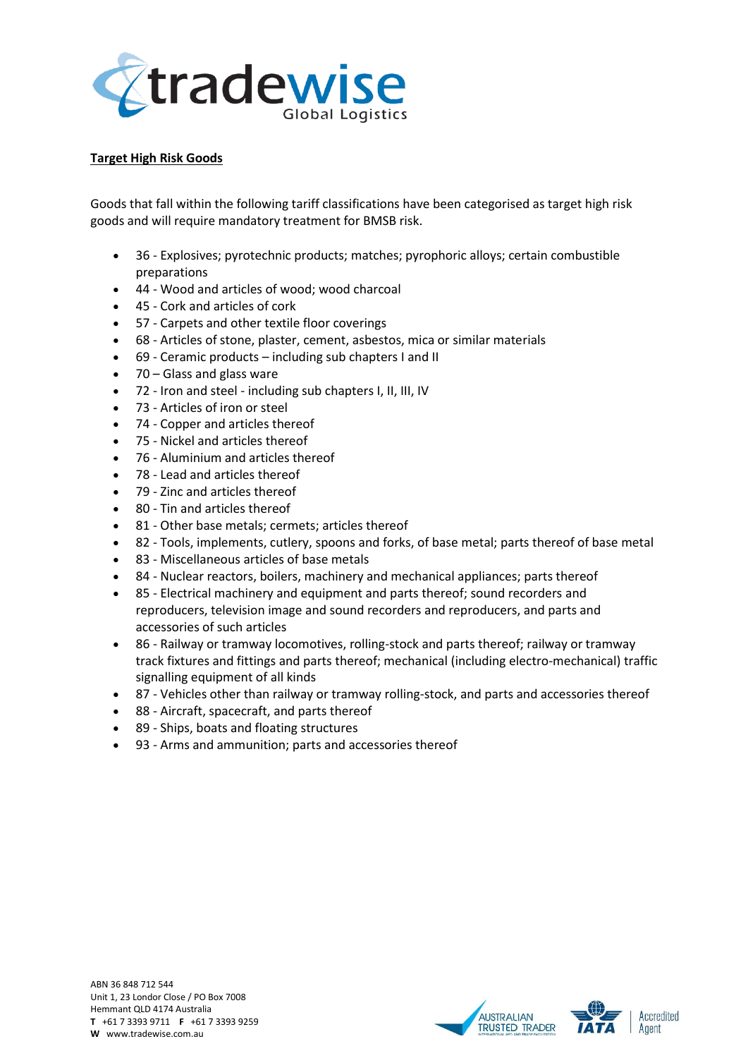**Target High Risk Goods**

Goods that fall within the following tariff classifications have been categorised as target high risk goods and will require mandatory treatment for BMSB risk.

- 36 - Explosives; pyrotechnic products; matches; pyrophoric alloys; certain combustible preparations
- 44 - Wood and articles of wood; wood charcoal
- 45 - Cork and articles of cork
- 57 - Carpets and other textile floor coverings
- 68 - Articles of stone, plaster, cement, asbestos, mica or similar materials
- 69 - Ceramic products – including sub chapters I and II
- 70 – Glass and glass ware
- 72 - Iron and steel - including sub chapters I, II, III, IV
- 73 - Articles of iron or steel
- 74 - Copper and articles thereof
- 75 - Nickel and articles thereof
- 76 - Aluminium and articles thereof
- 78 - Lead and articles thereof
- 79 - Zinc and articles thereof
- 80 - Tin and articles thereof
- 81 - Other base metals; cermets; articles thereof
- 82 - Tools, implements, cutlery, spoons and forks, of base metal; parts thereof of base metal
- 83 - Miscellaneous articles of base metals
- 84 - Nuclear reactors, boilers, machinery and mechanical appliances; parts thereof
- 85 - Electrical machinery and equipment and parts thereof; sound recorders and reproducers, television image and sound recorders and reproducers, and parts and accessories of such articles
- 86 - Railway or tramway locomotives, rolling-stock and parts thereof; railway or tramway track fixtures and fittings and parts thereof; mechanical (including electro-mechanical) traffic signalling equipment of all kinds
- 87 - Vehicles other than railway or tramway rolling-stock, and parts and accessories thereof
- 88 - Aircraft, spacecraft, and parts thereof
- 89 - Ships, boats and floating structures
- 93 - Arms and ammunition; parts and accessories thereof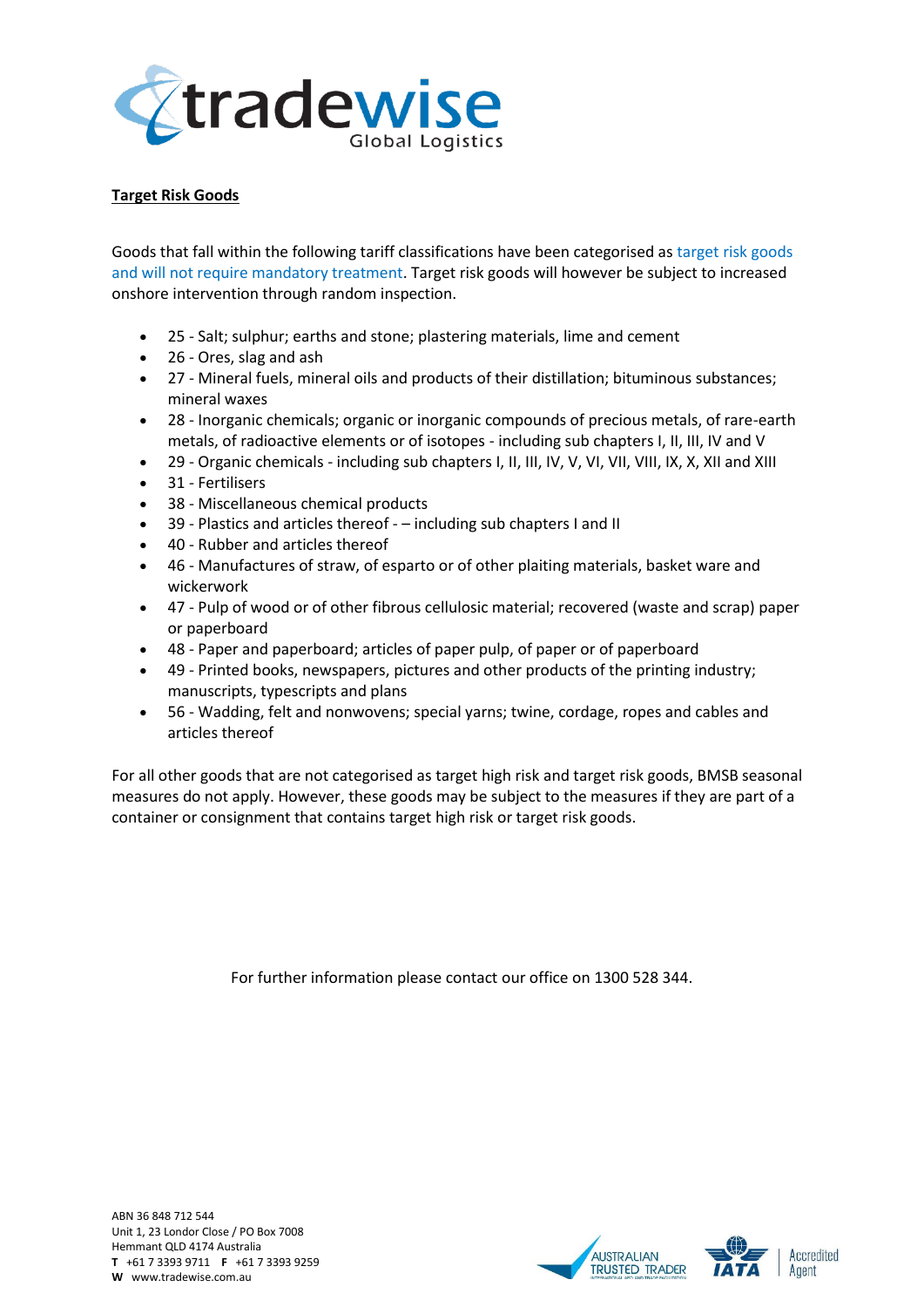**Target Risk Goods**

Goods that fall within the following tariff classifications have been categorised as target risk goods and will not require mandatory treatment. Target risk goods will however be subject to increased onshore intervention through random inspection.

- 25 - Salt; sulphur; earths and stone; plastering materials, lime and cement
- 26 - Ores, slag and ash
- 27 - Mineral fuels, mineral oils and products of their distillation; bituminous substances; mineral waxes
- 28 - Inorganic chemicals; organic or inorganic compounds of precious metals, of rare-earth metals, of radioactive elements or of isotopes - including sub chapters I, II, III, IV and V
- 29 - Organic chemicals - including sub chapters I, II, III, IV, V, VI, VII, VIII, IX, X, XII and XIII
- 31 - Fertilisers
- 38 - Miscellaneous chemical products
- 39 - Plastics and articles thereof - – including sub chapters I and II
- 40 - Rubber and articles thereof
- 46 - Manufactures of straw, of esparto or of other plaiting materials, basket ware and wickerwork
- 47 - Pulp of wood or of other fibrous cellulosic material; recovered (waste and scrap) paper or paperboard
- 48 - Paper and paperboard; articles of paper pulp, of paper or of paperboard
- 49 - Printed books, newspapers, pictures and other products of the printing industry; manuscripts, typescripts and plans
- 56 - Wadding, felt and nonwovens; special yarns; twine, cordage, ropes and cables and articles thereof

For all other goods that are not categorised as target high risk and target risk goods, BMSB seasonal measures do not apply. However, these goods may be subject to the measures if they are part of a container or consignment that contains target high risk or target risk goods.

For further information please contact our office on 1300 528 344.